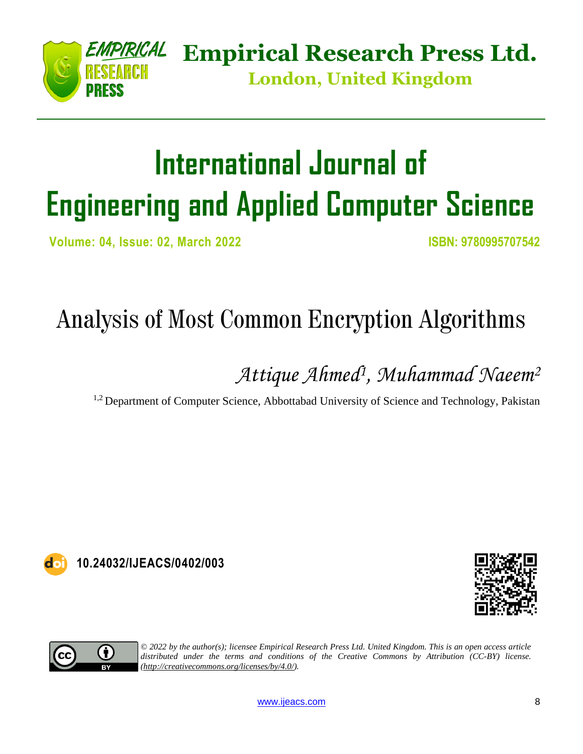# Empirical Research Press Ltd.

**London, United Kingdom**

# International Journal of Engineering and Applied Computer Science

**Volume: 04, Issue: 02, March 2022** **ISBN: 9780995707542**

## Analysis of Most Common Encryption Algorithms

*Attique Ahmed[1], Muhammad Naeem[2]*

[1,2] Department of Computer Science, Abbottabad University of Science and Technology, Pakistan

**10.24032/IJEACS/0402/003**

*© 2022 by the author(s); licensee Empirical Research Press Ltd. United Kingdom. This is an open access article distributed under the terms and conditions of the Creative Commons by Attribution (CC-BY) license. (http://creativecommons.org/licenses/by/4.0/).*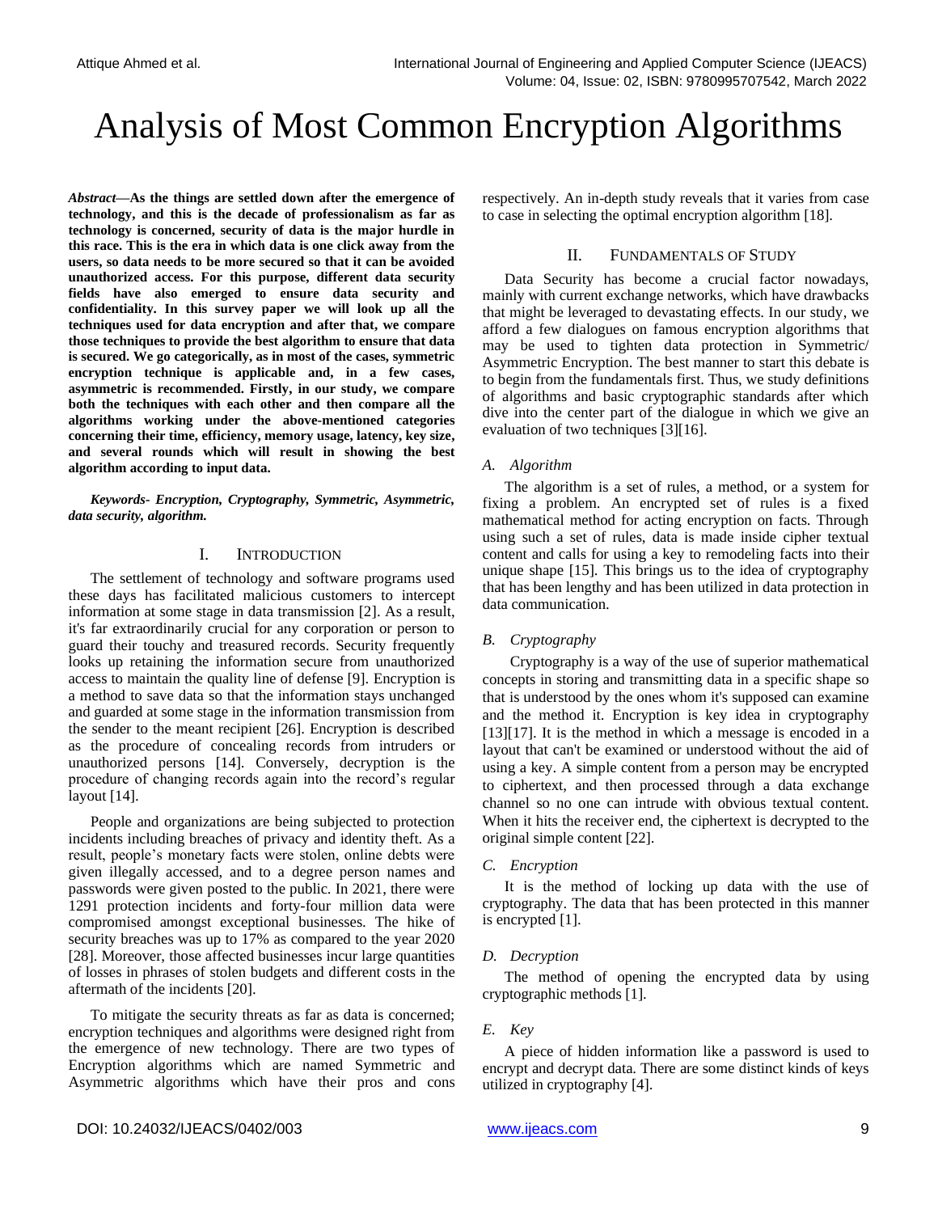# Analysis of Most Common Encryption Algorithms

***Abstract*—As the things are settled down after the emergence of technology, and this is the decade of professionalism as far as technology is concerned, security of data is the major hurdle in this race. This is the era in which data is one click away from the users, so data needs to be more secured so that it can be avoided unauthorized access. For this purpose, different data security fields have also emerged to ensure data security and confidentiality. In this survey paper we will look up all the techniques used for data encryption and after that, we compare those techniques to provide the best algorithm to ensure that data is secured. We go categorically, as in most of the cases, symmetric encryption technique is applicable and, in a few cases, asymmetric is recommended. Firstly, in our study, we compare both the techniques with each other and then compare all the algorithms working under the above-mentioned categories concerning their time, efficiency, memory usage, latency, key size, and several rounds which will result in showing the best algorithm according to input data.**

***Keywords- Encryption, Cryptography, Symmetric, Asymmetric, data security, algorithm.***

## I. INTRODUCTION

The settlement of technology and software programs used these days has facilitated malicious customers to intercept information at some stage in data transmission [2]. As a result, it's far extraordinarily crucial for any corporation or person to guard their touchy and treasured records. Security frequently looks up retaining the information secure from unauthorized access to maintain the quality line of defense [9]. Encryption is a method to save data so that the information stays unchanged and guarded at some stage in the information transmission from the sender to the meant recipient [26]. Encryption is described as the procedure of concealing records from intruders or unauthorized persons [14]. Conversely, decryption is the procedure of changing records again into the record's regular layout [14].

People and organizations are being subjected to protection incidents including breaches of privacy and identity theft. As a result, people's monetary facts were stolen, online debts were given illegally accessed, and to a degree person names and passwords were given posted to the public. In 2021, there were 1291 protection incidents and forty-four million data were compromised amongst exceptional businesses. The hike of security breaches was up to 17% as compared to the year 2020 [28]. Moreover, those affected businesses incur large quantities of losses in phrases of stolen budgets and different costs in the aftermath of the incidents [20].

To mitigate the security threats as far as data is concerned; encryption techniques and algorithms were designed right from the emergence of new technology. There are two types of Encryption algorithms which are named Symmetric and Asymmetric algorithms which have their pros and cons respectively. An in-depth study reveals that it varies from case to case in selecting the optimal encryption algorithm [18].

## II. FUNDAMENTALS OF STUDY

Data Security has become a crucial factor nowadays, mainly with current exchange networks, which have drawbacks that might be leveraged to devastating effects. In our study, we afford a few dialogues on famous encryption algorithms that may be used to tighten data protection in Symmetric/ Asymmetric Encryption. The best manner to start this debate is to begin from the fundamentals first. Thus, we study definitions of algorithms and basic cryptographic standards after which dive into the center part of the dialogue in which we give an evaluation of two techniques [3][16].

### *A. Algorithm*

The algorithm is a set of rules, a method, or a system for fixing a problem. An encrypted set of rules is a fixed mathematical method for acting encryption on facts. Through using such a set of rules, data is made inside cipher textual content and calls for using a key to remodeling facts into their unique shape [15]. This brings us to the idea of cryptography that has been lengthy and has been utilized in data protection in data communication.

### *B. Cryptography*

Cryptography is a way of the use of superior mathematical concepts in storing and transmitting data in a specific shape so that is understood by the ones whom it's supposed can examine and the method it. Encryption is key idea in cryptography [13][17]. It is the method in which a message is encoded in a layout that can't be examined or understood without the aid of using a key. A simple content from a person may be encrypted to ciphertext, and then processed through a data exchange channel so no one can intrude with obvious textual content. When it hits the receiver end, the ciphertext is decrypted to the original simple content [22].

### *C. Encryption*

It is the method of locking up data with the use of cryptography. The data that has been protected in this manner is encrypted [1].

### *D. Decryption*

The method of opening the encrypted data by using cryptographic methods [1].

### *E. Key*

A piece of hidden information like a password is used to encrypt and decrypt data. There are some distinct kinds of keys utilized in cryptography [4].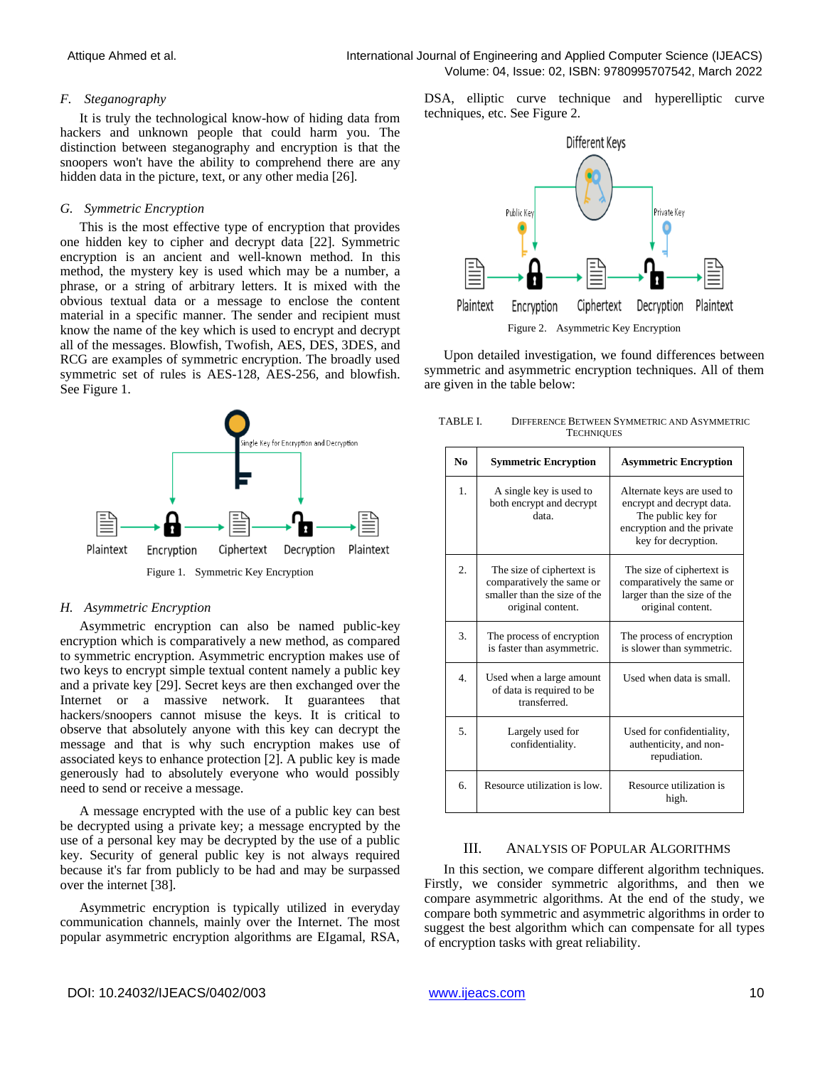### F. *Steganography*

It is truly the technological know-how of hiding data from hackers and unknown people that could harm you. The distinction between steganography and encryption is that the snoopers won't have the ability to comprehend there are any hidden data in the picture, text, or any other media [26].

### G. *Symmetric Encryption*

This is the most effective type of encryption that provides one hidden key to cipher and decrypt data [22]. Symmetric encryption is an ancient and well-known method. In this method, the mystery key is used which may be a number, a phrase, or a string of arbitrary letters. It is mixed with the obvious textual data or a message to enclose the content material in a specific manner. The sender and recipient must know the name of the key which is used to encrypt and decrypt all of the messages. Blowfish, Twofish, AES, DES, 3DES, and RCG are examples of symmetric encryption. The broadly used symmetric set of rules is AES-128, AES-256, and blowfish. See Figure 1.

Figure 1. Symmetric Key Encryption

### H. *Asymmetric Encryption*

Asymmetric encryption can also be named public-key encryption which is comparatively a new method, as compared to symmetric encryption. Asymmetric encryption makes use of two keys to encrypt simple textual content namely a public key and a private key [29]. Secret keys are then exchanged over the Internet or a massive network. It guarantees that hackers/snoopers cannot misuse the keys. It is critical to observe that absolutely anyone with this key can decrypt the message and that is why such encryption makes use of associated keys to enhance protection [2]. A public key is made generously had to absolutely everyone who would possibly need to send or receive a message.

A message encrypted with the use of a public key can best be decrypted using a private key; a message encrypted by the use of a personal key may be decrypted by the use of a public key. Security of general public key is not always required because it's far from publicly to be had and may be surpassed over the internet [38].

Asymmetric encryption is typically utilized in everyday communication channels, mainly over the Internet. The most popular asymmetric encryption algorithms are Elgamal, RSA, DSA, elliptic curve technique and hyperelliptic curve techniques, etc. See Figure 2.

Figure 2. Asymmetric Key Encryption

Upon detailed investigation, we found differences between symmetric and asymmetric encryption techniques. All of them are given in the table below:

TABLE I. DIFFERENCE BETWEEN SYMMETRIC AND ASYMMETRIC TECHNIQUES

| No | Symmetric Encryption | Asymmetric Encryption |
|---|---|---|
| 1. | A single keys is used to both encrypt and decrypt data. | Alternate keys are used to encrypt and decrypt data. The public key for encryption and the private key for decryption. |
| 2. | The size of ciphertext is comparatively the same or smaller than the size of the original content. | The size of ciphertext is comparatively the same or larger than the size of the original content. |
| 3. | The process of encryption is faster than asymmetric. | The process of encryption is slower than symmetric. |
| 4. | Used when a large amount of data is required to be transferred. | Used when data is small. |
| 5. | Largely used for confidentiality. | Used for confidentiality, authenticity, and non-repudiation. |
| 6. | Resource utilization is low. | Resource utilization is high. |

## III. ANALYSIS OF POPULAR ALGORITHMS

In this section, we compare different algorithm techniques. Firstly, we consider symmetric algorithms, and then we compare asymmetric algorithms. At the end of the study, we compare both symmetric and asymmetric algorithms in order to suggest the best algorithm which can compensate for all types of encryption tasks with great reliability.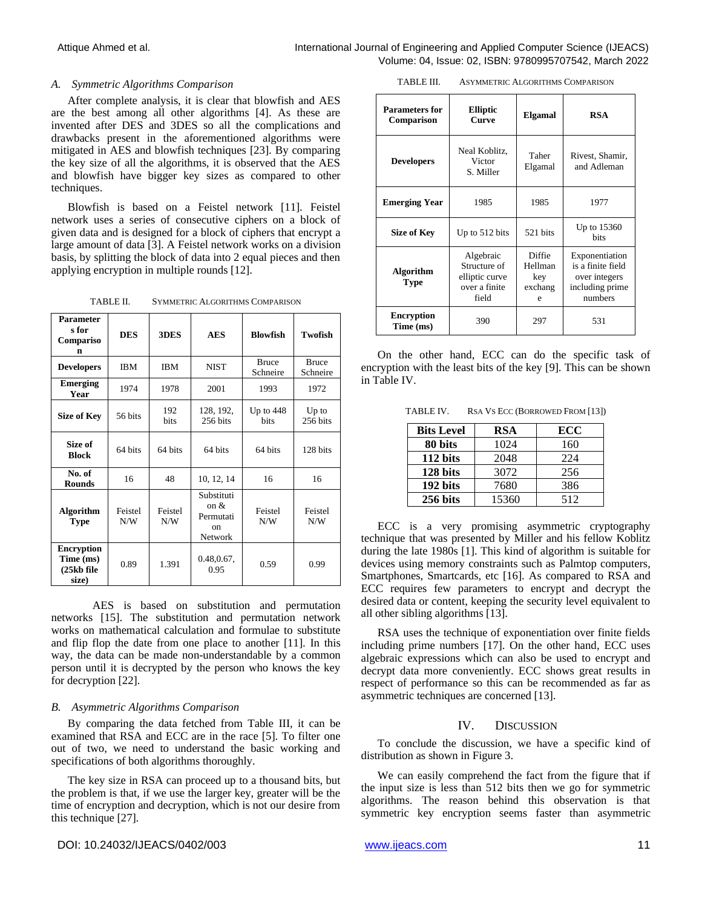### A. Symmetric Algorithms Comparison

After complete analysis, it is clear that blowfish and AES are the best among all other algorithms [4]. As these are invented after DES and 3DES so all the complications and drawbacks present in the aforementioned algorithms were mitigated in AES and blowfish techniques [23]. By comparing the key size of all the algorithms, it is observed that the AES and blowfish have bigger key sizes as compared to other techniques.

Blowfish is based on a Feistel network [11]. Feistel network uses a series of consecutive ciphers on a block of given data and is designed for a block of ciphers that encrypt a large amount of data [3]. A Feistel network works on a division basis, by splitting the block of data into 2 equal pieces and then applying encryption in multiple rounds [12].

TABLE II. SYMMETRIC ALGORITHMS COMPARISON

| Parameters for Comparison | DES | 3DES | AES | Blowfish | Twofish |
|---|---|---|---|---|---|
| Developers | IBM | IBM | NIST | Bruce Schneire | Bruce Schneire |
| Emerging Year | 1974 | 1978 | 2001 | 1993 | 1972 |
| Size of Key | 56 bits | 192 bits | 128, 192, 256 bits | Up to 448 bits | Up to 256 bits |
| Size of Block | 64 bits | 64 bits | 64 bits | 64 bits | 128 bits |
| No. of Rounds | 16 | 48 | 10, 12, 14 | 16 | 16 |
| Algorithm Type | Feistel N/W | Feistel N/W | Substitution & Permutation Network | Feistel N/W | Feistel N/W |
| Encryption Time (ms) (25kb file size) | 0.89 | 1.391 | 0.48,0.67, 0.95 | 0.59 | 0.99 |

AES is based on substitution and permutation networks [15]. The substitution and permutation network works on mathematical calculation and formulae to substitute and flip flop the date from one place to another [11]. In this way, the data can be made non-understandable by a common person until it is decrypted by the person who knows the key for decryption [22].

### B. Asymmetric Algorithms Comparison

By comparing the data fetched from Table III, it can be examined that RSA and ECC are in the race [5]. To filter one out of two, we need to understand the basic working and specifications of both algorithms thoroughly.

The key size in RSA can proceed up to a thousand bits, but the problem is that, if we use the larger key, greater will be the time of encryption and decryption, which is not our desire from this technique [27].

TABLE III. ASYMMETRIC ALGORITHMS COMPARISON

| Parameters for Comparison | Elliptic Curve | Elgamal | RSA |
|---|---|---|---|
| Developers | Neal Koblitz, Victor S. Miller | Taher Elgamal | Rivest, Shamir, and Adleman |
| Emerging Year | 1985 | 1985 | 1977 |
| Size of Key | Up to 512 bits | 521 bits | Up to 15360 bits |
| Algorithm Type | Algebraic Structure of elliptic curve over a finite field | Diffie Hellman key exchange | Exponentiation is a finite field over integers including prime numbers |
| Encryption Time (ms) | 390 | 297 | 531 |

On the other hand, ECC can do the specific task of encryption with the least bits of the key [9]. This can be shown in Table IV.

TABLE IV. RSA VS ECC (BORROWED FROM [13])

| Bits Level | RSA | ECC |
|---|---|---|
| 80 bits | 1024 | 160 |
| 112 bits | 2048 | 224 |
| 128 bits | 3072 | 256 |
| 192 bits | 7680 | 386 |
| 256 bits | 15360 | 512 |

ECC is a very promising asymmetric cryptography technique that was presented by Miller and his fellow Koblitz during the late 1980s [1]. This kind of algorithm is suitable for devices using memory constraints such as Palmtop computers, Smartphones, Smartcards, etc [16]. As compared to RSA and ECC requires few parameters to encrypt and decrypt the desired data or content, keeping the security level equivalent to all other sibling algorithms [13].

RSA uses the technique of exponentiation over finite fields including prime numbers [17]. On the other hand, ECC uses algebraic expressions which can also be used to encrypt and decrypt data more conveniently. ECC shows great results in respect of performance so this can be recommended as far as asymmetric techniques are concerned [13].

## IV. DISCUSSION

To conclude the discussion, we have a specific kind of distribution as shown in Figure 3.

We can easily comprehend the fact from the figure that if the input size is less than 512 bits then we go for symmetric algorithms. The reason behind this observation is that symmetric key encryption seems faster than asymmetric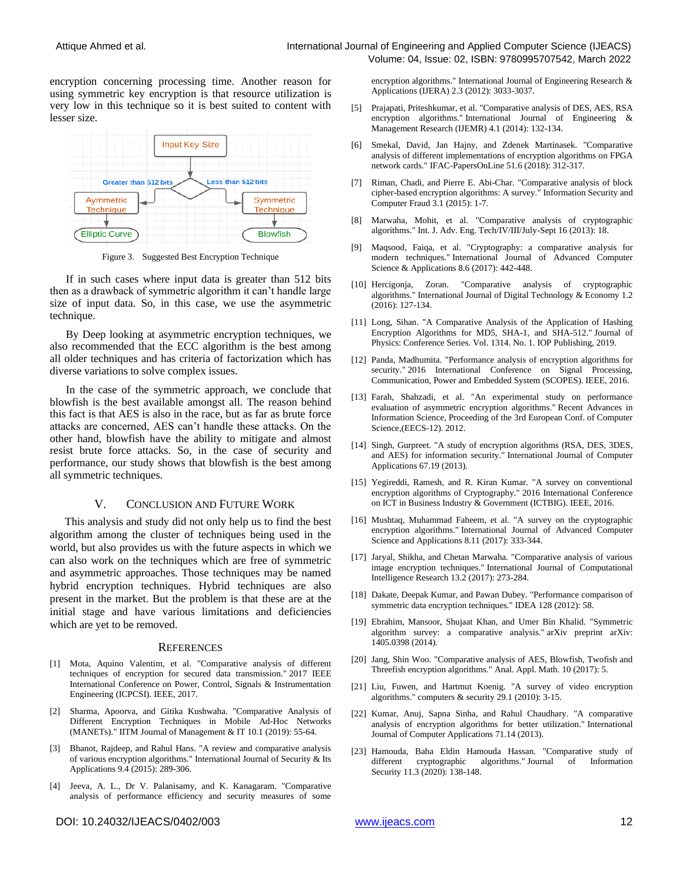encryption concerning processing time. Another reason for using symmetric key encryption is that resource utilization is very low in this technique so it is best suited to content with lesser size.

Input Key Size

Greater than 512 bits

Less than 512 bits

Asymmetric Technique

Symmetric Technique

Elliptic Curve

Blowfish

Figure 3. Suggested Best Encryption Technique

If in such cases where input data is greater than 512 bits then as a drawback of symmetric algorithm it can't handle large size of input data. So, in this case, we use the asymmetric technique.

By Deep looking at asymmetric encryption techniques, we also recommended that the ECC algorithm is the best among all older techniques and has criteria of factorization which has diverse variations to solve complex issues.

In the case of the symmetric approach, we conclude that blowfish is the best available amongst all. The reason behind this fact is that AES is also in the race, but as far as brute force attacks are concerned, AES can't handle these attacks. On the other hand, blowfish have the ability to mitigate and almost resist brute force attacks. So, in the case of security and performance, our study shows that blowfish is the best among all symmetric techniques.

## V. Conclusion and Future Work

This analysis and study did not only help us to find the best algorithm among the cluster of techniques being used in the world, but also provides us with the future aspects in which we can also work on the techniques which are free of symmetric and asymmetric approaches. Those techniques may be named hybrid encryption techniques. Hybrid techniques are also present in the market. But the problem is that these are at the initial stage and have various limitations and deficiencies which are yet to be removed.

## References

[1] Mota, Aquino Valentim, et al. "Comparative analysis of different techniques of encryption for secured data transmission." 2017 IEEE International Conference on Power, Control, Signals & Instrumentation Engineering (ICPCSI). IEEE, 2017.

[2] Sharma, Apoorva, and Gitika Kushwaha. "Comparative Analysis of Different Encryption Techniques in Mobile Ad-Hoc Networks (MANETs)." IITM Journal of Management & IT 10.1 (2019): 55-64.

[3] Bhanot, Rajdeep, and Rahul Hans. "A review and comparative analysis of various encryption algorithms." International Journal of Security & Its Applications 9.4 (2015): 289-306.

[4] Jeeva, A. L., Dr V. Palanisamy, and K. Kanagaram. "Comparative analysis of performance efficiency and security measures of some encryption algorithms." International Journal of Engineering Research & Applications (IJERA) 2.3 (2012): 3033-3037.

[5] Prajapati, Priteshkumar, et al. "Comparative analysis of DES, AES, RSA encryption algorithms." International Journal of Engineering & Management Research (IJEMR) 4.1 (2014): 132-134.

[6] Smekal, David, Jan Hajny, and Zdenek Martinasek. "Comparative analysis of different implementations of encryption algorithms on FPGA network cards." IFAC-PapersOnLine 51.6 (2018): 312-317.

[7] Riman, Chadi, and Pierre E. Abi-Char. "Comparative analysis of block cipher-based encryption algorithms: A survey." Information Security and Computer Fraud 3.1 (2015): 1-7.

[8] Marwaha, Mohit, et al. "Comparative analysis of cryptographic algorithms." Int. J. Adv. Eng. Tech/IV/III/July-Sept 16 (2013): 18.

[9] Maqsood, Faiqa, et al. "Cryptography: a comparative analysis for modern techniques." International Journal of Advanced Computer Science & Applications 8.6 (2017): 442-448.

[10] Hercigonja, Zoran. "Comparative analysis of cryptographic algorithms." International Journal of Digital Technology & Economy 1.2 (2016): 127-134.

[11] Long, Sihan. "A Comparative Analysis of the Application of Hashing Encryption Algorithms for MD5, SHA-1, and SHA-512." Journal of Physics: Conference Series. Vol. 1314. No. 1. IOP Publishing, 2019.

[12] Panda, Madhumita. "Performance analysis of encryption algorithms for security." 2016 International Conference on Signal Processing, Communication, Power and Embedded System (SCOPES). IEEE, 2016.

[13] Farah, Shahzadi, et al. "An experimental study on performance evaluation of asymmetric encryption algorithms." Recent Advances in Information Science, Proceeding of the 3rd European Conf. of Computer Science,(EECS-12). 2012.

[14] Singh, Gurpreet. "A study of encryption algorithms (RSA, DES, 3DES, and AES) for information security." International Journal of Computer Applications 67.19 (2013).

[15] Yegireddi, Ramesh, and R. Kiran Kumar. "A survey on conventional encryption algorithms of Cryptography." 2016 International Conference on ICT in Business Industry & Government (ICTBIG). IEEE, 2016.

[16] Mushtaq, Muhammad Faheem, et al. "A survey on the cryptographic encryption algorithms." International Journal of Advanced Computer Science and Applications 8.11 (2017): 333-344.

[17] Jaryal, Shikha, and Chetan Marwaha. "Comparative analysis of various image encryption techniques." International Journal of Computational Intelligence Research 13.2 (2017): 273-284.

[18] Dakate, Deepak Kumar, and Pawan Dubey. "Performance comparison of symmetric data encryption techniques." IDEA 128 (2012): 58.

[19] Ebrahim, Mansoor, Shujaat Khan, and Umer Bin Khalid. "Symmetric algorithm survey: a comparative analysis." arXiv preprint arXiv: 1405.0398 (2014).

[20] Jang, Shin Woo. "Comparative analysis of AES, Blowfish, Twofish and Threefish encryption algorithms." Anal. Appl. Math. 10 (2017): 5.

[21] Liu, Fuwen, and Hartmut Koenig. "A survey of video encryption algorithms." computers & security 29.1 (2010): 3-15.

[22] Kumar, Anuj, Sapna Sinha, and Rahul Chaudhary. "A comparative analysis of encryption algorithms for better utilization." International Journal of Computer Applications 71.14 (2013).

[23] Hamouda, Baha Eldin Hamouda Hassan. "Comparative study of different cryptographic algorithms." Journal of Information Security 11.3 (2020): 138-148.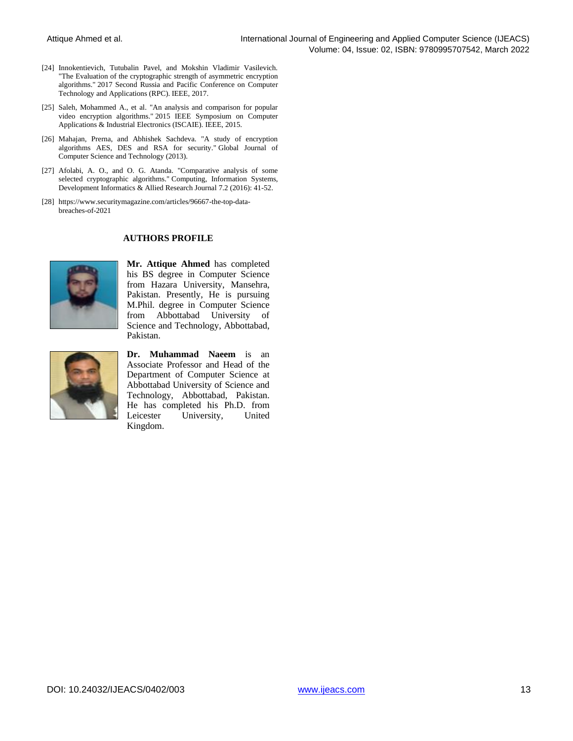[24] Innokentievich, Tutubalin Pavel, and Mokshin Vladimir Vasilevich. "The Evaluation of the cryptographic strength of asymmetric encryption algorithms." 2017 Second Russia and Pacific Conference on Computer Technology and Applications (RPC). IEEE, 2017.

[25] Saleh, Mohammed A., et al. "An analysis and comparison for popular video encryption algorithms." 2015 IEEE Symposium on Computer Applications & Industrial Electronics (ISCAIE). IEEE, 2015.

[26] Mahajan, Prerna, and Abhishek Sachdeva. "A study of encryption algorithms AES, DES and RSA for security." Global Journal of Computer Science and Technology (2013).

[27] Afolabi, A. O., and O. G. Atanda. "Comparative analysis of some selected cryptographic algorithms." Computing, Information Systems, Development Informatics & Allied Research Journal 7.2 (2016): 41-52.

[28] https://www.securitymagazine.com/articles/96667-the-top-data-breaches-of-2021

## AUTHORS PROFILE

**Mr. Attique Ahmed** has completed his BS degree in Computer Science from Hazara University, Mansehra, Pakistan. Presently, He is pursuing M.Phil. degree in Computer Science from Abbottabad University of Science and Technology, Abbottabad, Pakistan.

**Dr. Muhammad Naeem** is an Associate Professor and Head of the Department of Computer Science at Abbottabad University of Science and Technology, Abbottabad, Pakistan. He has completed his Ph.D. from Leicester University, United Kingdom.